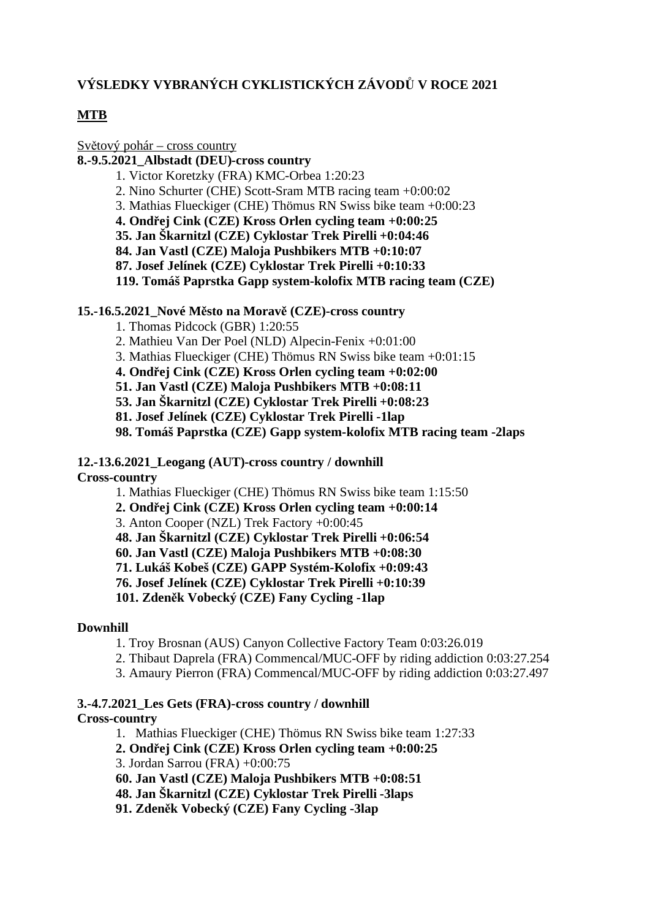**VÝSLEDKY VYBRANÝCH CYKLISTICKÝCH ZÁVODŮ V ROCE 2021**

**MTB**

Světový pohár – cross country

**8.-9.5.2021_Albstadt (DEU)-cross country**

1. Victor Koretzky (FRA) KMC-Orbea 1:20:23
2. Nino Schurter (CHE) Scott-Sram MTB racing team +0:00:02
3. Mathias Flueckiger (CHE) Thömus RN Swiss bike team +0:00:23
4. **Ondřej Cink (CZE) Kross Orlen cycling team +0:00:25**

**35. Jan Škarnitzl (CZE) Cyklostar Trek Pirelli +0:04:46**
**84. Jan Vastl (CZE) Maloja Pushbikers MTB +0:10:07**
**87. Josef Jelínek (CZE) Cyklostar Trek Pirelli +0:10:33**
**119. Tomáš Paprstka Gapp system-kolofix MTB racing team (CZE)**

**15.-16.5.2021_Nové Město na Moravě (CZE)-cross country**

1. Thomas Pidcock (GBR) 1:20:55
2. Mathieu Van Der Poel (NLD) Alpecin-Fenix +0:01:00
3. Mathias Flueckiger (CHE) Thömus RN Swiss bike team +0:01:15
4. **Ondřej Cink (CZE) Kross Orlen cycling team +0:02:00**

**51. Jan Vastl (CZE) Maloja Pushbikers MTB +0:08:11**
**53. Jan Škarnitzl (CZE) Cyklostar Trek Pirelli +0:08:23**
**81. Josef Jelínek (CZE) Cyklostar Trek Pirelli -1lap**
**98. Tomáš Paprstka (CZE) Gapp system-kolofix MTB racing team -2laps**

**12.-13.6.2021_Leogang (AUT)-cross country / downhill**

**Cross-country**

1. Mathias Flueckiger (CHE) Thömus RN Swiss bike team 1:15:50
2. **Ondřej Cink (CZE) Kross Orlen cycling team +0:00:14**
3. Anton Cooper (NZL) Trek Factory +0:00:45

**48. Jan Škarnitzl (CZE) Cyklostar Trek Pirelli +0:06:54**
**60. Jan Vastl (CZE) Maloja Pushbikers MTB +0:08:30**
**71. Lukáš Kobeš (CZE) GAPP Systém-Kolofix +0:09:43**
**76. Josef Jelínek (CZE) Cyklostar Trek Pirelli +0:10:39**
**101. Zdeněk Vobecký (CZE) Fany Cycling -1lap**

**Downhill**

1. Troy Brosnan (AUS) Canyon Collective Factory Team 0:03:26.019
2. Thibaut Daprela (FRA) Commencal/MUC-OFF by riding addiction 0:03:27.254
3. Amaury Pierron (FRA) Commencal/MUC-OFF by riding addiction 0:03:27.497

**3.-4.7.2021_Les Gets (FRA)-cross country / downhill**

**Cross-country**

1. Mathias Flueckiger (CHE) Thömus RN Swiss bike team 1:27:33
2. **Ondřej Cink (CZE) Kross Orlen cycling team +0:00:25**
3. Jordan Sarrou (FRA) +0:00:75

**60. Jan Vastl (CZE) Maloja Pushbikers MTB +0:08:51**
**48. Jan Škarnitzl (CZE) Cyklostar Trek Pirelli -3laps**
**91. Zdeněk Vobecký (CZE) Fany Cycling -3lap**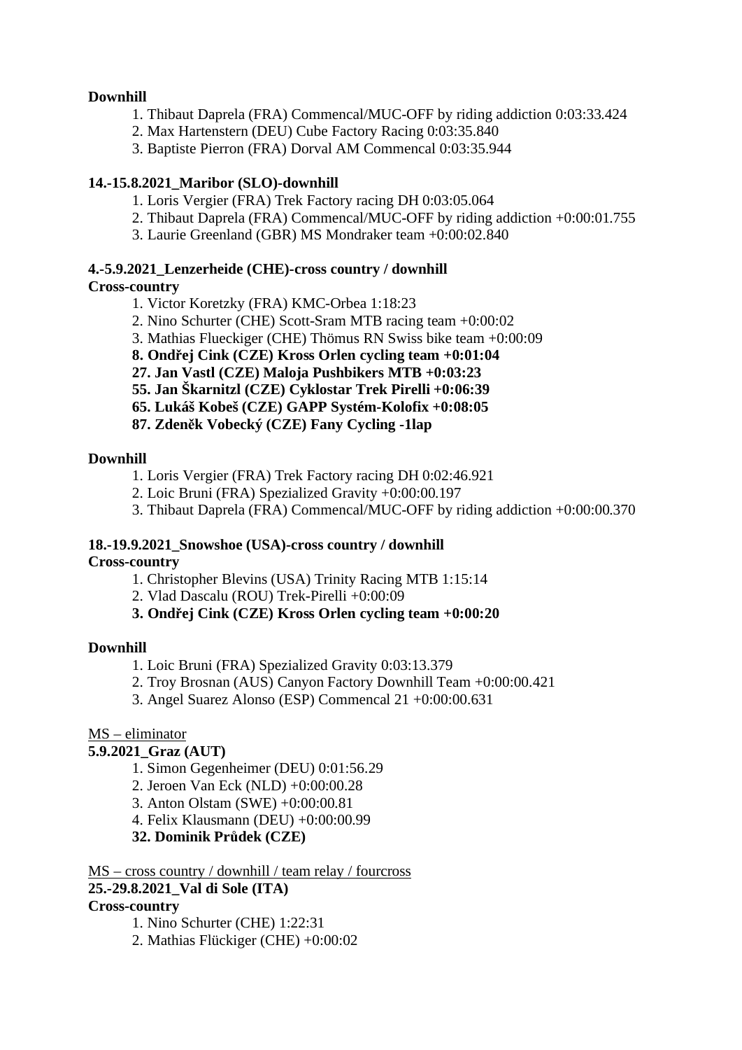**Downhill**

1. Thibaut Daprela (FRA) Commencal/MUC-OFF by riding addiction 0:03:33.424
2. Max Hartenstern (DEU) Cube Factory Racing 0:03:35.840
3. Baptiste Pierron (FRA) Dorval AM Commencal 0:03:35.944

**14.-15.8.2021_Maribor (SLO)-downhill**

1. Loris Vergier (FRA) Trek Factory racing DH 0:03:05.064
2. Thibaut Daprela (FRA) Commencal/MUC-OFF by riding addiction +0:00:01.755
3. Laurie Greenland (GBR) MS Mondraker team +0:00:02.840

**4.-5.9.2021_Lenzerheide (CHE)-cross country / downhill**

**Cross-country**

1. Victor Koretzky (FRA) KMC-Orbea 1:18:23
2. Nino Schurter (CHE) Scott-Sram MTB racing team +0:00:02
3. Mathias Flueckiger (CHE) Thömus RN Swiss bike team +0:00:09

**8. Ondřej Cink (CZE) Kross Orlen cycling team +0:01:04**

**27. Jan Vastl (CZE) Maloja Pushbikers MTB +0:03:23**

**55. Jan Škarnitzl (CZE) Cyklostar Trek Pirelli +0:06:39**

**65. Lukáš Kobeš (CZE) GAPP Systém-Kolofix +0:08:05**

**87. Zdeněk Vobecký (CZE) Fany Cycling -1lap**

**Downhill**

1. Loris Vergier (FRA) Trek Factory racing DH 0:02:46.921
2. Loic Bruni (FRA) Spezialized Gravity +0:00:00.197
3. Thibaut Daprela (FRA) Commencal/MUC-OFF by riding addiction +0:00:00.370

**18.-19.9.2021_Snowshoe (USA)-cross country / downhill**

**Cross-country**

1. Christopher Blevins (USA) Trinity Racing MTB 1:15:14
2. Vlad Dascalu (ROU) Trek-Pirelli +0:00:09
3. **Ondřej Cink (CZE) Kross Orlen cycling team +0:00:20**

**Downhill**

1. Loic Bruni (FRA) Spezialized Gravity 0:03:13.379
2. Troy Brosnan (AUS) Canyon Factory Downhill Team +0:00:00.421
3. Angel Suarez Alonso (ESP) Commencal 21 +0:00:00.631

<u>MS – eliminator</u>

**5.9.2021_Graz (AUT)**

1. Simon Gegenheimer (DEU) 0:01:56.29
2. Jeroen Van Eck (NLD) +0:00:00.28
3. Anton Olstam (SWE) +0:00:00.81
4. Felix Klausmann (DEU) +0:00:00.99

**32. Dominik Průdek (CZE)**

<u>MS – cross country / downhill / team relay / fourcross</u>

**25.-29.8.2021_Val di Sole (ITA)**

**Cross-country**

1. Nino Schurter (CHE) 1:22:31
2. Mathias Flückiger (CHE) +0:00:02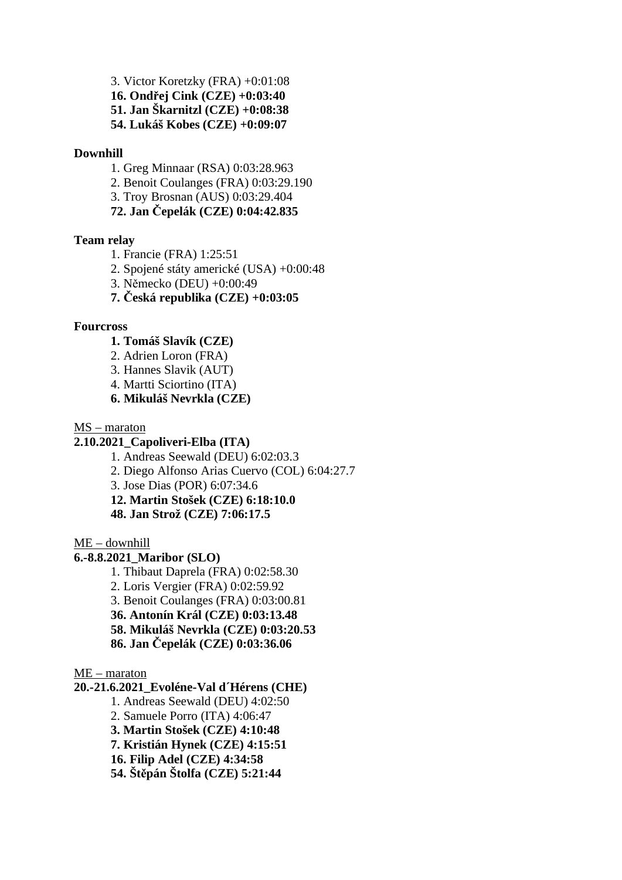3. Victor Koretzky (FRA) +0:01:08
**16. Ondřej Cink (CZE) +0:03:40**
**51. Jan Škarnitzl (CZE) +0:08:38**
**54. Lukáš Kobes (CZE) +0:09:07**

**Downhill**

1. Greg Minnaar (RSA) 0:03:28.963
2. Benoit Coulanges (FRA) 0:03:29.190
3. Troy Brosnan (AUS) 0:03:29.404

**72. Jan Čepelák (CZE) 0:04:42.835**

**Team relay**

1. Francie (FRA) 1:25:51
2. Spojené státy americké (USA) +0:00:48
3. Německo (DEU) +0:00:49

**7. Česká republika (CZE) +0:03:05**

**Fourcross**

**1. Tomáš Slavík (CZE)**
2. Adrien Loron (FRA)
3. Hannes Slavik (AUT)
4. Martti Sciortino (ITA)

**6. Mikuláš Nevrkla (CZE)**

<u>MS – maraton</u>

**2.10.2021_Capoliveri-Elba (ITA)**

1. Andreas Seewald (DEU) 6:02:03.3
2. Diego Alfonso Arias Cuervo (COL) 6:04:27.7
3. Jose Dias (POR) 6:07:34.6

**12. Martin Stošek (CZE) 6:18:10.0**
**48. Jan Strož (CZE) 7:06:17.5**

<u>ME – downhill</u>

**6.-8.8.2021_Maribor (SLO)**

1. Thibaut Daprela (FRA) 0:02:58.30
2. Loris Vergier (FRA) 0:02:59.92
3. Benoit Coulanges (FRA) 0:03:00.81

**36. Antonín Král (CZE) 0:03:13.48**
**58. Mikuláš Nevrkla (CZE) 0:03:20.53**
**86. Jan Čepelák (CZE) 0:03:36.06**

<u>ME – maraton</u>

**20.-21.6.2021_Evoléne-Val d´Hérens (CHE)**

1. Andreas Seewald (DEU) 4:02:50
2. Samuele Porro (ITA) 4:06:47

**3. Martin Stošek (CZE) 4:10:48**
**7. Kristián Hynek (CZE) 4:15:51**
**16. Filip Adel (CZE) 4:34:58**
**54. Štěpán Štolfa (CZE) 5:21:44**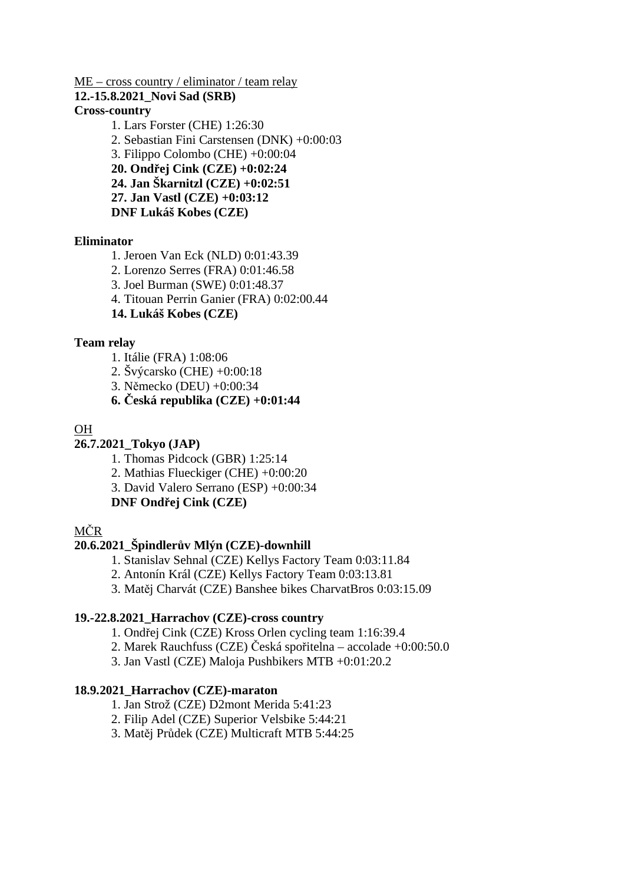<u>ME – cross country / eliminator / team relay</u>

**12.-15.8.2021_Novi Sad (SRB)**

**Cross-country**

1. Lars Forster (CHE) 1:26:30
2. Sebastian Fini Carstensen (DNK) +0:00:03
3. Filippo Colombo (CHE) +0:00:04

**20. Ondřej Cink (CZE) +0:02:24**
**24. Jan Škarnitzl (CZE) +0:02:51**
**27. Jan Vastl (CZE) +0:03:12**
**DNF Lukáš Kobes (CZE)**

**Eliminator**

1. Jeroen Van Eck (NLD) 0:01:43.39
2. Lorenzo Serres (FRA) 0:01:46.58
3. Joel Burman (SWE) 0:01:48.37
4. Titouan Perrin Ganier (FRA) 0:02:00.44

**14. Lukáš Kobes (CZE)**

**Team relay**

1. Itálie (FRA) 1:08:06
2. Švýcarsko (CHE) +0:00:18
3. Německo (DEU) +0:00:34

**6. Česká republika (CZE) +0:01:44**

<u>OH</u>

**26.7.2021_Tokyo (JAP)**

1. Thomas Pidcock (GBR) 1:25:14
2. Mathias Flueckiger (CHE) +0:00:20
3. David Valero Serrano (ESP) +0:00:34

**DNF Ondřej Cink (CZE)**

<u>MČR</u>

**20.6.2021_Špindlerův Mlýn (CZE)-downhill**

1. Stanislav Sehnal (CZE) Kellys Factory Team 0:03:11.84
2. Antonín Král (CZE) Kellys Factory Team 0:03:13.81
3. Matěj Charvát (CZE) Banshee bikes CharvatBros 0:03:15.09

**19.-22.8.2021_Harrachov (CZE)-cross country**

1. Ondřej Cink (CZE) Kross Orlen cycling team 1:16:39.4
2. Marek Rauchfuss (CZE) Česká spořitelna – accolade +0:00:50.0
3. Jan Vastl (CZE) Maloja Pushbikers MTB +0:01:20.2

**18.9.2021_Harrachov (CZE)-maraton**

1. Jan Strož (CZE) D2mont Merida 5:41:23
2. Filip Adel (CZE) Superior Velsbike 5:44:21
3. Matěj Průdek (CZE) Multicraft MTB 5:44:25